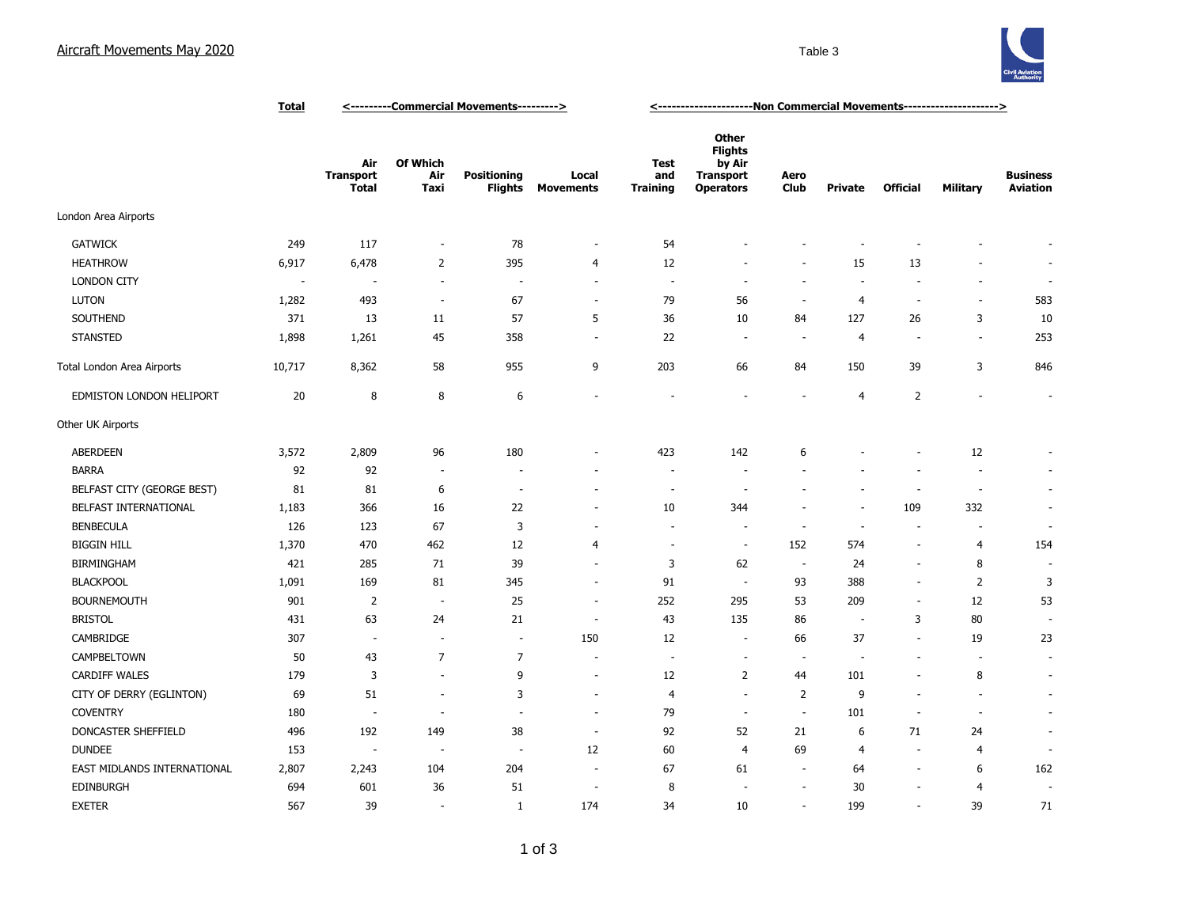# Aircraft Movements May 2020

Table 3

| | Total | <---------Commercial Movements---------> | | | | <---------------------Non Commercial Movements---------------------> | | | | | | |
|---|---|---|---|---|---|---|---|---|---|---|---|---|
| | | Air Transport Total | Of Which Air Taxi | Positioning Flights | Local Movements | Test and Training | Other Flights by Air Transport Operators | Aero Club | Private | Official | Military | Business Aviation |
| London Area Airports | | | | | | | | | | | | |
| GATWICK | 249 | 117 | - | 78 | - | 54 | - | - | - | - | - | - |
| HEATHROW | 6,917 | 6,478 | 2 | 395 | 4 | 12 | - | - | 15 | 13 | - | - |
| LONDON CITY | - | - | - | - | - | - | - | - | - | - | - | - |
| LUTON | 1,282 | 493 | - | 67 | - | 79 | 56 | - | 4 | - | - | 583 |
| SOUTHEND | 371 | 13 | 11 | 57 | 5 | 36 | 10 | 84 | 127 | 26 | 3 | 10 |
| STANSTED | 1,898 | 1,261 | 45 | 358 | - | 22 | - | - | 4 | - | - | 253 |
| Total London Area Airports | 10,717 | 8,362 | 58 | 955 | 9 | 203 | 66 | 84 | 150 | 39 | 3 | 846 |
| EDMISTON LONDON HELIPORT | 20 | 8 | 8 | 6 | - | - | - | - | 4 | 2 | - | - |
| Other UK Airports | | | | | | | | | | | | |
| ABERDEEN | 3,572 | 2,809 | 96 | 180 | - | 423 | 142 | 6 | - | - | 12 | - |
| BARRA | 92 | 92 | - | - | - | - | - | - | - | - | - | - |
| BELFAST CITY (GEORGE BEST) | 81 | 81 | 6 | - | - | - | - | - | - | - | - | - |
| BELFAST INTERNATIONAL | 1,183 | 366 | 16 | 22 | - | 10 | 344 | - | - | 109 | 332 | - |
| BENBECULA | 126 | 123 | 67 | 3 | - | - | - | - | - | - | - | - |
| BIGGIN HILL | 1,370 | 470 | 462 | 12 | 4 | - | - | 152 | 574 | - | 4 | 154 |
| BIRMINGHAM | 421 | 285 | 71 | 39 | - | 3 | 62 | - | 24 | - | 8 | - |
| BLACKPOOL | 1,091 | 169 | 81 | 345 | - | 91 | - | 93 | 388 | - | 2 | 3 |
| BOURNEMOUTH | 901 | 2 | - | 25 | - | 252 | 295 | 53 | 209 | - | 12 | 53 |
| BRISTOL | 431 | 63 | 24 | 21 | - | 43 | 135 | 86 | - | 3 | 80 | - |
| CAMBRIDGE | 307 | - | - | - | 150 | 12 | - | 66 | 37 | - | 19 | 23 |
| CAMPBELTOWN | 50 | 43 | 7 | 7 | - | - | - | - | - | - | - | - |
| CARDIFF WALES | 179 | 3 | - | 9 | - | 12 | 2 | 44 | 101 | - | 8 | - |
| CITY OF DERRY (EGLINTON) | 69 | 51 | - | 3 | - | 4 | - | 2 | 9 | - | - | - |
| COVENTRY | 180 | - | - | - | - | 79 | - | - | 101 | - | - | - |
| DONCASTER SHEFFIELD | 496 | 192 | 149 | 38 | - | 92 | 52 | 21 | 6 | 71 | 24 | - |
| DUNDEE | 153 | - | - | - | 12 | 60 | 4 | 69 | 4 | - | 4 | - |
| EAST MIDLANDS INTERNATIONAL | 2,807 | 2,243 | 104 | 204 | - | 67 | 61 | - | 64 | - | 6 | 162 |
| EDINBURGH | 694 | 601 | 36 | 51 | - | 8 | - | - | 30 | - | 4 | - |
| EXETER | 567 | 39 | - | 1 | 174 | 34 | 10 | - | 199 | - | 39 | 71 |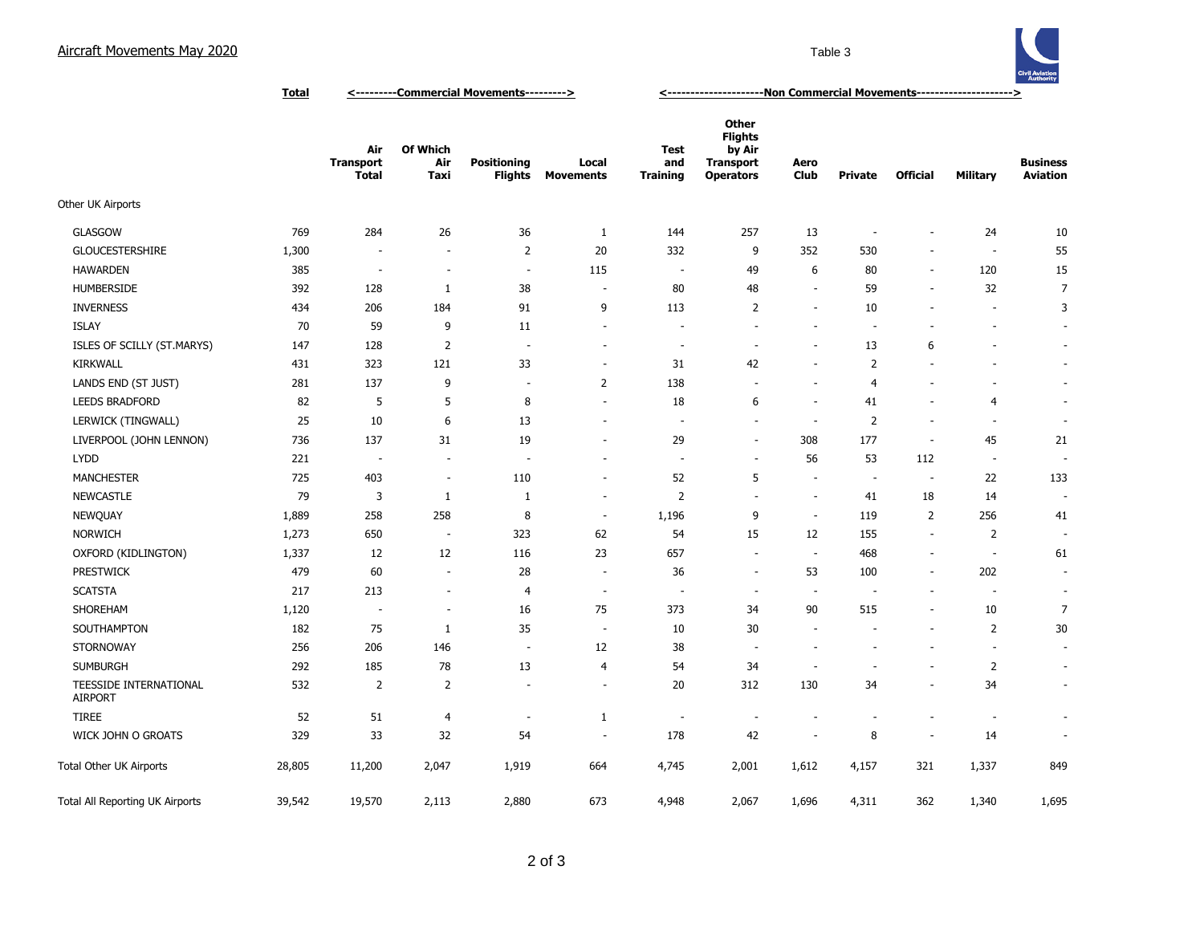Aircraft Movements May 2020

Table 3

| | Total | <---------Commercial Movements---------> | | | | <---------------------Non Commercial Movements---------------------> | | | | | | |
|---|---|---|---|---|---|---|---|---|---|---|---|---|
| | | Air Transport Total | Of Which Air Taxi | Positioning Flights | Local Movements | Test and Training | Other Flights by Air Transport Operators | Aero Club | Private | Official | Military | Business Aviation |
| Other UK Airports | | | | | | | | | | | | |
| GLASGOW | 769 | 284 | 26 | 36 | 1 | 144 | 257 | 13 | - | - | 24 | 10 |
| GLOUCESTERSHIRE | 1,300 | - | - | 2 | 20 | 332 | 9 | 352 | 530 | - | - | 55 |
| HAWARDEN | 385 | - | - | - | 115 | - | 49 | 6 | 80 | - | 120 | 15 |
| HUMBERSIDE | 392 | 128 | 1 | 38 | - | 80 | 48 | - | 59 | - | 32 | 7 |
| INVERNESS | 434 | 206 | 184 | 91 | 9 | 113 | 2 | - | 10 | - | - | 3 |
| ISLAY | 70 | 59 | 9 | 11 | - | - | - | - | - | - | - | - |
| ISLES OF SCILLY (ST.MARYS) | 147 | 128 | 2 | - | - | - | - | - | 13 | 6 | - | - |
| KIRKWALL | 431 | 323 | 121 | 33 | - | 31 | 42 | - | 2 | - | - | - |
| LANDS END (ST JUST) | 281 | 137 | 9 | - | 2 | 138 | - | - | 4 | - | - | - |
| LEEDS BRADFORD | 82 | 5 | 5 | 8 | - | 18 | 6 | - | 41 | - | 4 | - |
| LERWICK (TINGWALL) | 25 | 10 | 6 | 13 | - | - | - | - | 2 | - | - | - |
| LIVERPOOL (JOHN LENNON) | 736 | 137 | 31 | 19 | - | 29 | - | 308 | 177 | - | 45 | 21 |
| LYDD | 221 | - | - | - | - | - | - | 56 | 53 | 112 | - | - |
| MANCHESTER | 725 | 403 | - | 110 | - | 52 | 5 | - | - | - | 22 | 133 |
| NEWCASTLE | 79 | 3 | 1 | 1 | - | 2 | - | - | 41 | 18 | 14 | - |
| NEWQUAY | 1,889 | 258 | 258 | 8 | - | 1,196 | 9 | - | 119 | 2 | 256 | 41 |
| NORWICH | 1,273 | 650 | - | 323 | 62 | 54 | 15 | 12 | 155 | - | 2 | - |
| OXFORD (KIDLINGTON) | 1,337 | 12 | 12 | 116 | 23 | 657 | - | - | 468 | - | - | 61 |
| PRESTWICK | 479 | 60 | - | 28 | - | 36 | - | 53 | 100 | - | 202 | - |
| SCATSTA | 217 | 213 | - | 4 | - | - | - | - | - | - | - | - |
| SHOREHAM | 1,120 | - | - | 16 | 75 | 373 | 34 | 90 | 515 | - | 10 | 7 |
| SOUTHAMPTON | 182 | 75 | 1 | 35 | - | 10 | 30 | - | - | - | 2 | 30 |
| STORNOWAY | 256 | 206 | 146 | - | 12 | 38 | - | - | - | - | - | - |
| SUMBURGH | 292 | 185 | 78 | 13 | 4 | 54 | 34 | - | - | - | 2 | - |
| TEESSIDE INTERNATIONAL AIRPORT | 532 | 2 | 2 | - | - | 20 | 312 | 130 | 34 | - | 34 | - |
| TIREE | 52 | 51 | 4 | - | 1 | - | - | - | - | - | - | - |
| WICK JOHN O GROATS | 329 | 33 | 32 | 54 | - | 178 | 42 | - | 8 | - | 14 | - |
| Total Other UK Airports | 28,805 | 11,200 | 2,047 | 1,919 | 664 | 4,745 | 2,001 | 1,612 | 4,157 | 321 | 1,337 | 849 |
| Total All Reporting UK Airports | 39,542 | 19,570 | 2,113 | 2,880 | 673 | 4,948 | 2,067 | 1,696 | 4,311 | 362 | 1,340 | 1,695 |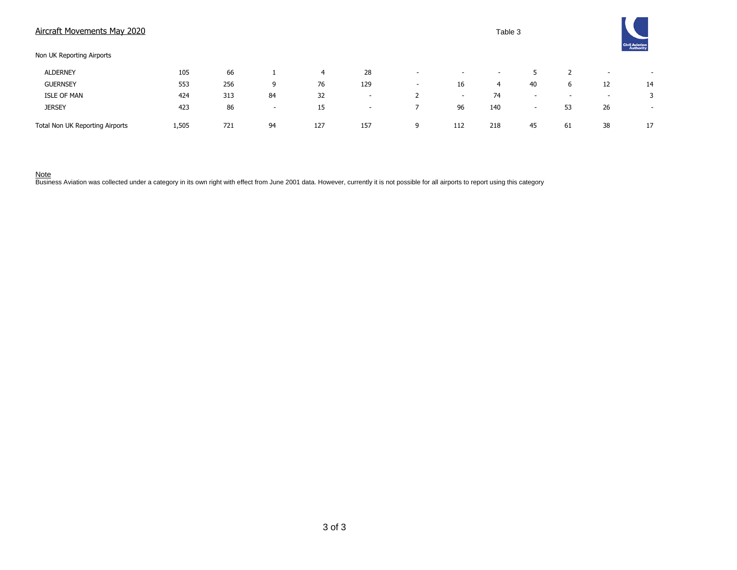## Aircraft Movements May 2020

Table 3

Non UK Reporting Airports

| | | | | | | | | | | | | |
|---|---|---|---|---|---|---|---|---|---|---|---|---|
| ALDERNEY | 105 | 66 | 1 | 4 | 28 | - | - | - | 5 | 2 | - | - |
| GUERNSEY | 553 | 256 | 9 | 76 | 129 | - | 16 | 4 | 40 | 6 | 12 | 14 |
| ISLE OF MAN | 424 | 313 | 84 | 32 | - | 2 | - | 74 | - | - | - | 3 |
| JERSEY | 423 | 86 | - | 15 | - | 7 | 96 | 140 | - | 53 | 26 | - |
| Total Non UK Reporting Airports | 1,505 | 721 | 94 | 127 | 157 | 9 | 112 | 218 | 45 | 61 | 38 | 17 |

Note

Business Aviation was collected under a category in its own right with effect from June 2001 data. However, currently it is not possible for all airports to report using this category